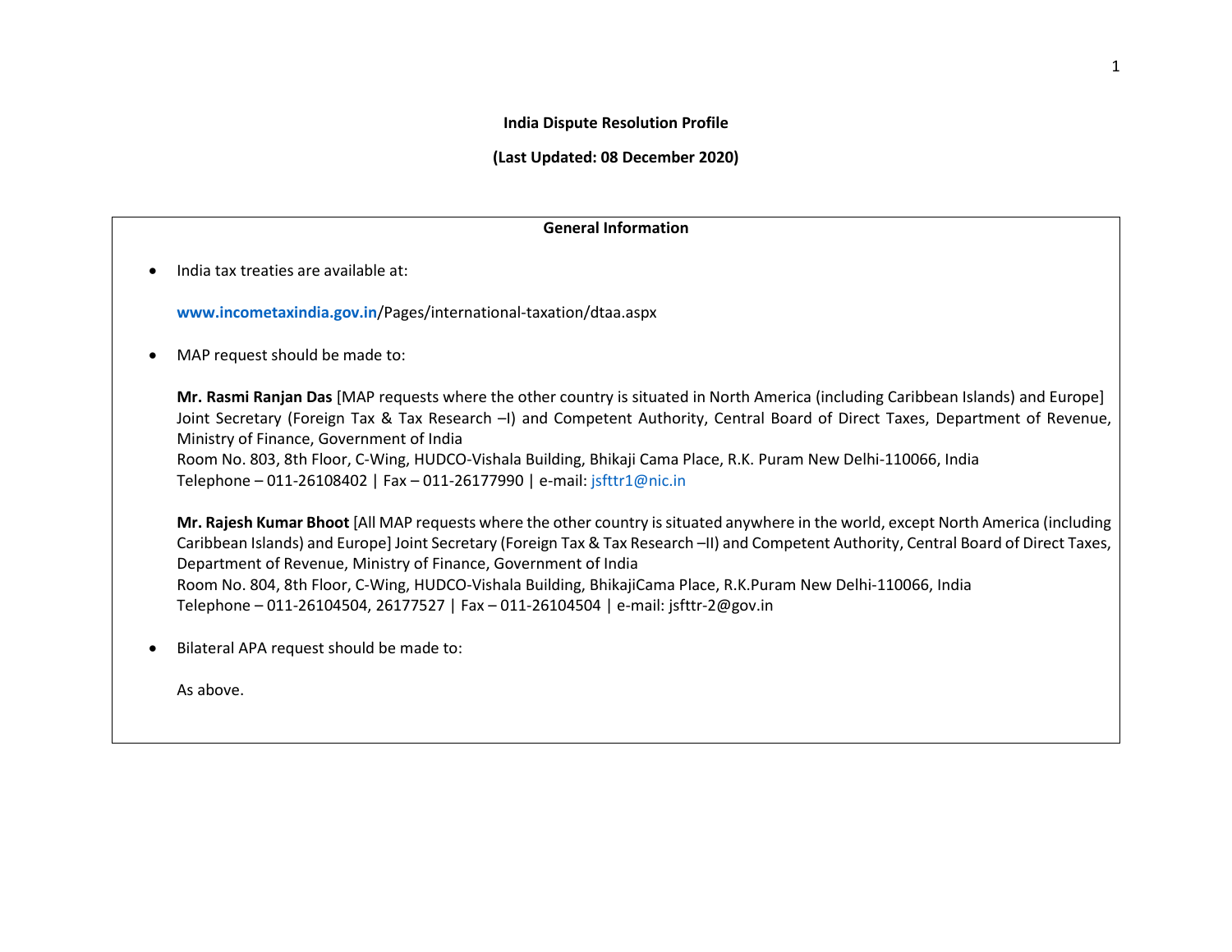# India Dispute Resolution Profile

**(Last Updated: 08 December 2020)**

## General Information

- India tax treaties are available at:

  **www.incometaxindia.gov.in**/Pages/international-taxation/dtaa.aspx

- MAP request should be made to:

  **Mr. Rasmi Ranjan Das** [MAP requests where the other country is situated in North America (including Caribbean Islands) and Europe] Joint Secretary (Foreign Tax & Tax Research –I) and Competent Authority, Central Board of Direct Taxes, Department of Revenue, Ministry of Finance, Government of India
  Room No. 803, 8th Floor, C-Wing, HUDCO-Vishala Building, Bhikaji Cama Place, R.K. Puram New Delhi-110066, India
  Telephone – 011-26108402 | Fax – 011-26177990 | e-mail: jsfttr1@nic.in

  **Mr. Rajesh Kumar Bhoot** [All MAP requests where the other country is situated anywhere in the world, except North America (including Caribbean Islands) and Europe] Joint Secretary (Foreign Tax & Tax Research –II) and Competent Authority, Central Board of Direct Taxes, Department of Revenue, Ministry of Finance, Government of India
  Room No. 804, 8th Floor, C-Wing, HUDCO-Vishala Building, BhikajiCama Place, R.K.Puram New Delhi-110066, India
  Telephone – 011-26104504, 26177527 | Fax – 011-26104504 | e-mail: jsfttr-2@gov.in

- Bilateral APA request should be made to:

  As above.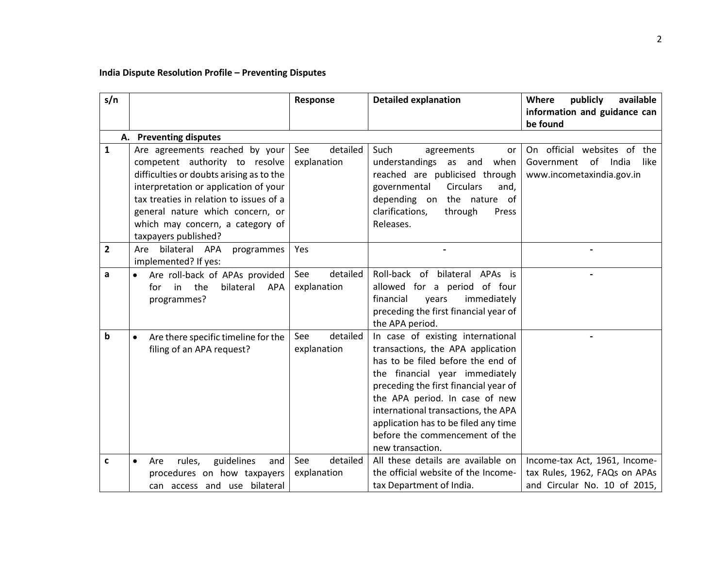**India Dispute Resolution Profile – Preventing Disputes**

| s/n | | Response | Detailed explanation | Where publicly available information and guidance can be found |
|---|---|---|---|---|
| | **A. Preventing disputes** | | | |
| **1** | Are agreements reached by your competent authority to resolve difficulties or doubts arising as to the interpretation or application of your tax treaties in relation to issues of a general nature which concern, or which may concern, a category of taxpayers published? | See detailed explanation | Such agreements or understandings as and when reached are publicised through governmental Circulars and, depending on the nature of clarifications, through Press Releases. | On official websites of the Government of India like www.incometaxindia.gov.in |
| **2** | Are bilateral APA programmes implemented? If yes: | Yes | - | - |
| **a** | • Are roll-back of APAs provided for in the bilateral APA programmes? | See detailed explanation | Roll-back of bilateral APAs is allowed for a period of four financial years immediately preceding the first financial year of the APA period. | - |
| **b** | • Are there specific timeline for the filing of an APA request? | See detailed explanation | In case of existing international transactions, the APA application has to be filed before the end of the financial year immediately preceding the first financial year of the APA period. In case of new international transactions, the APA application has to be filed any time before the commencement of the new transaction. | - |
| **c** | • Are rules, guidelines and procedures on how taxpayers can access and use bilateral | See detailed explanation | All these details are available on the official website of the Income-tax Department of India. | Income-tax Act, 1961, Income-tax Rules, 1962, FAQs on APAs and Circular No. 10 of 2015, |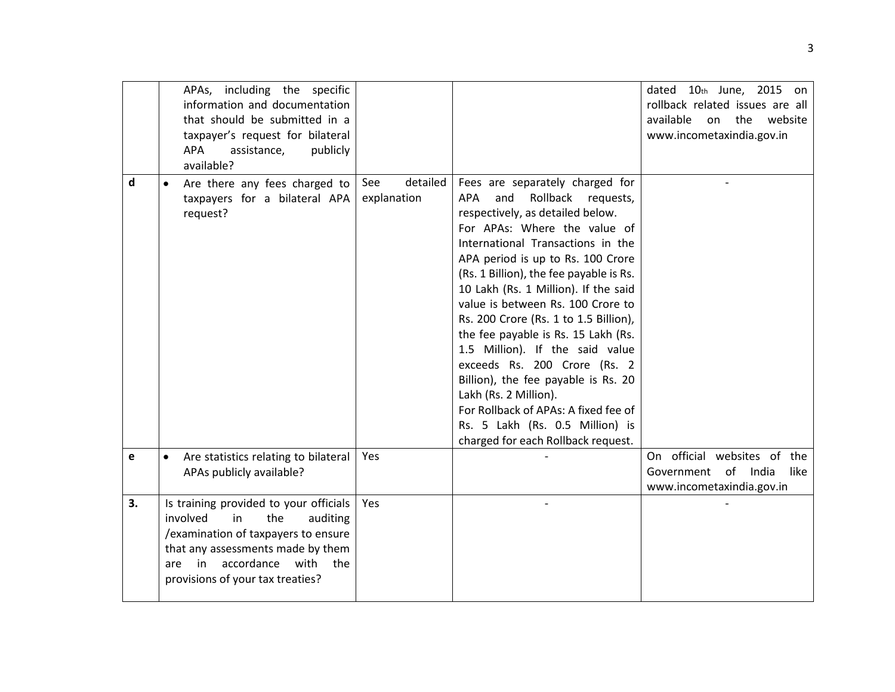| | | | | |
|---|---|---|---|---|
| | APAs, including the specific information and documentation that should be submitted in a taxpayer's request for bilateral APA assistance, publicly available? | | | dated 10th June, 2015 on rollback related issues are all available on the website www.incometaxindia.gov.in |
| d | • Are there any fees charged to taxpayers for a bilateral APA request? | See detailed explanation | Fees are separately charged for APA and Rollback requests, respectively, as detailed below.<br>For APAs: Where the value of International Transactions in the APA period is up to Rs. 100 Crore (Rs. 1 Billion), the fee payable is Rs. 10 Lakh (Rs. 1 Million). If the said value is between Rs. 100 Crore to Rs. 200 Crore (Rs. 1 to 1.5 Billion), the fee payable is Rs. 15 Lakh (Rs. 1.5 Million). If the said value exceeds Rs. 200 Crore (Rs. 2 Billion), the fee payable is Rs. 20 Lakh (Rs. 2 Million).<br>For Rollback of APAs: A fixed fee of Rs. 5 Lakh (Rs. 0.5 Million) is charged for each Rollback request. | - |
| e | • Are statistics relating to bilateral APAs publicly available? | Yes | - | On official websites of the Government of India like www.incometaxindia.gov.in |
| **3.** | Is training provided to your officials involved in the auditing /examination of taxpayers to ensure that any assessments made by them are in accordance with the provisions of your tax treaties? | Yes | - | - |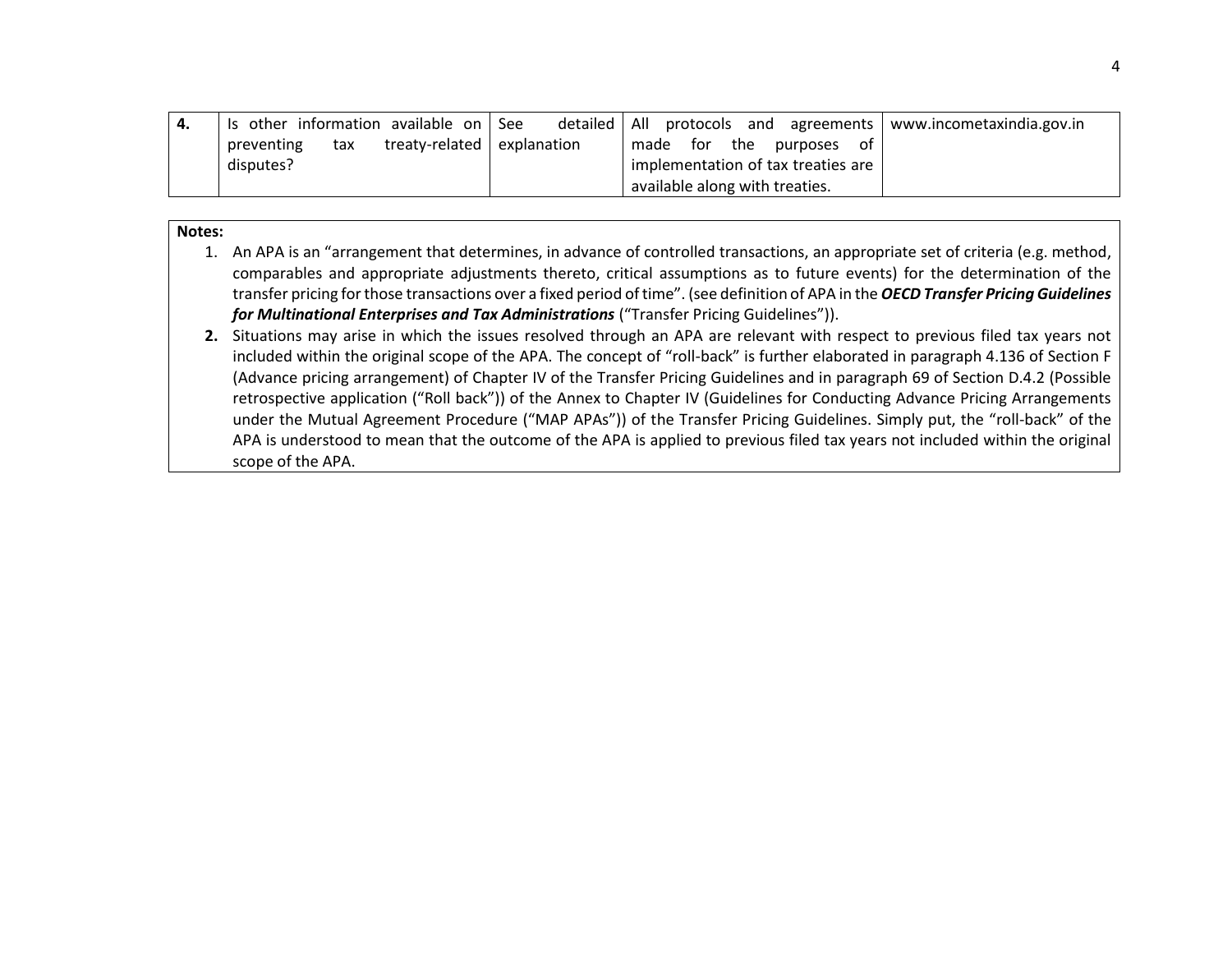| 4. | Is other information available on preventing tax treaty-related disputes? | See detailed explanation | All protocols and agreements made for the purposes of implementation of tax treaties are available along with treaties. | www.incometaxindia.gov.in |
|---|---|---|---|---|

**Notes:**

1. An APA is an "arrangement that determines, in advance of controlled transactions, an appropriate set of criteria (e.g. method, comparables and appropriate adjustments thereto, critical assumptions as to future events) for the determination of the transfer pricing for those transactions over a fixed period of time". (see definition of APA in the ***OECD Transfer Pricing Guidelines for Multinational Enterprises and Tax Administrations*** ("Transfer Pricing Guidelines")).
2. Situations may arise in which the issues resolved through an APA are relevant with respect to previous filed tax years not included within the original scope of the APA. The concept of "roll-back" is further elaborated in paragraph 4.136 of Section F (Advance pricing arrangement) of Chapter IV of the Transfer Pricing Guidelines and in paragraph 69 of Section D.4.2 (Possible retrospective application ("Roll back")) of the Annex to Chapter IV (Guidelines for Conducting Advance Pricing Arrangements under the Mutual Agreement Procedure ("MAP APAs")) of the Transfer Pricing Guidelines. Simply put, the "roll-back" of the APA is understood to mean that the outcome of the APA is applied to previous filed tax years not included within the original scope of the APA.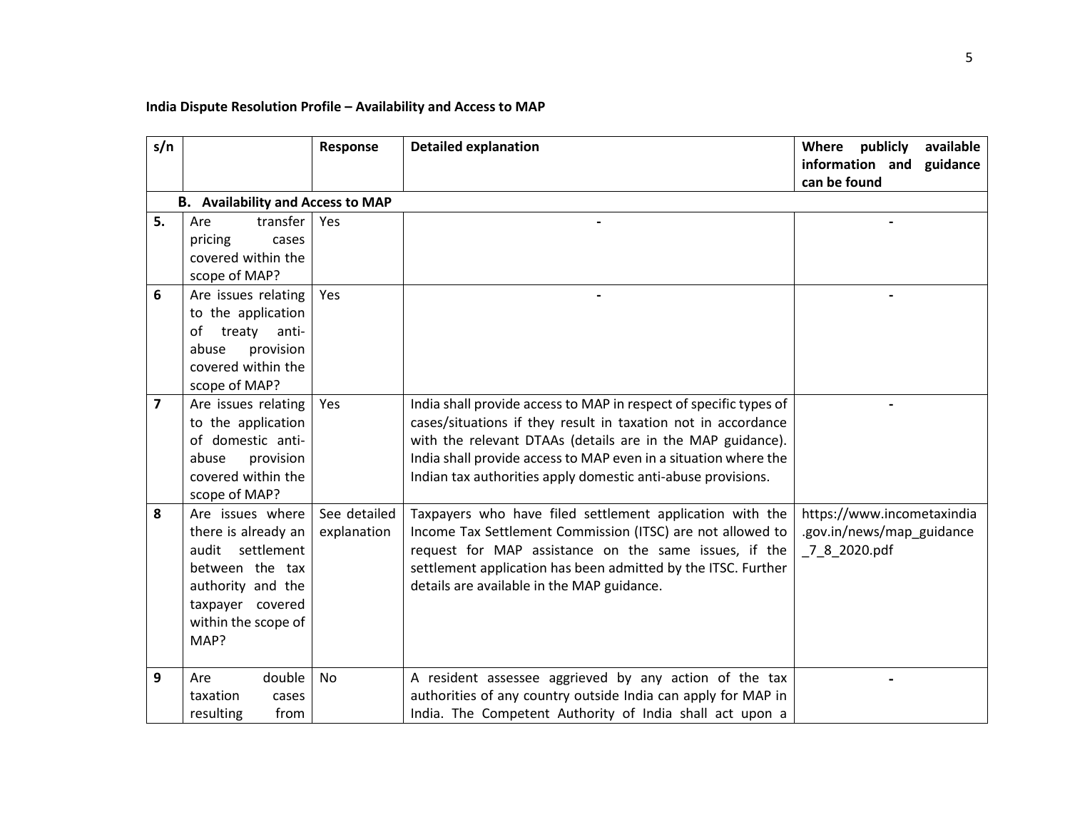**India Dispute Resolution Profile – Availability and Access to MAP**

| s/n | | Response | Detailed explanation | Where publicly available information and guidance can be found |
|---|---|---|---|---|
| | **B. Availability and Access to MAP** | | | |
| **5.** | Are transfer pricing cases covered within the scope of MAP? | Yes | - | - |
| **6** | Are issues relating to the application of treaty anti-abuse provision covered within the scope of MAP? | Yes | - | - |
| **7** | Are issues relating to the application of domestic anti-abuse provision covered within the scope of MAP? | Yes | India shall provide access to MAP in respect of specific types of cases/situations if they result in taxation not in accordance with the relevant DTAAs (details are in the MAP guidance). India shall provide access to MAP even in a situation where the Indian tax authorities apply domestic anti-abuse provisions. | - |
| **8** | Are issues where there is already an audit settlement between the tax authority and the taxpayer covered within the scope of MAP? | See detailed explanation | Taxpayers who have filed settlement application with the Income Tax Settlement Commission (ITSC) are not allowed to request for MAP assistance on the same issues, if the settlement application has been admitted by the ITSC. Further details are available in the MAP guidance. | https://www.incometaxindia.gov.in/news/map_guidance_7_8_2020.pdf |
| **9** | Are double taxation cases resulting from | No | A resident assessee aggrieved by any action of the tax authorities of any country outside India can apply for MAP in India. The Competent Authority of India shall act upon a | - |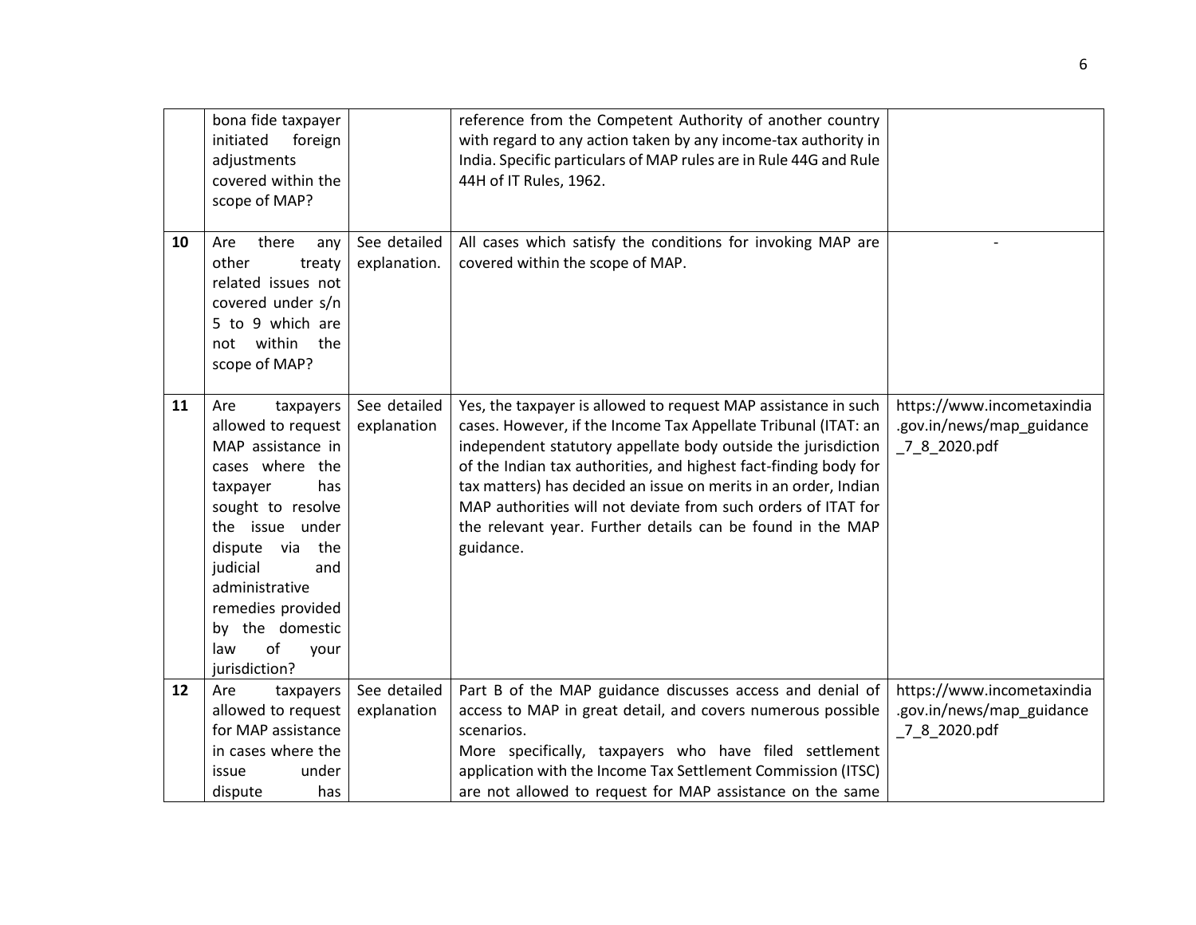| | | | | |
|---|---|---|---|---|
| | bona fide taxpayer initiated foreign adjustments covered within the scope of MAP? | | reference from the Competent Authority of another country with regard to any action taken by any income-tax authority in India. Specific particulars of MAP rules are in Rule 44G and Rule 44H of IT Rules, 1962. | |
| **10** | Are there any other treaty related issues not covered under s/n 5 to 9 which are not within the scope of MAP? | See detailed explanation. | All cases which satisfy the conditions for invoking MAP are covered within the scope of MAP. | - |
| **11** | Are taxpayers allowed to request MAP assistance in cases where the taxpayer has sought to resolve the issue under dispute via the judicial and administrative remedies provided by the domestic law of your jurisdiction? | See detailed explanation | Yes, the taxpayer is allowed to request MAP assistance in such cases. However, if the Income Tax Appellate Tribunal (ITAT: an independent statutory appellate body outside the jurisdiction of the Indian tax authorities, and highest fact-finding body for tax matters) has decided an issue on merits in an order, Indian MAP authorities will not deviate from such orders of ITAT for the relevant year. Further details can be found in the MAP guidance. | https://www.incometaxindia.gov.in/news/map_guidance_7_8_2020.pdf |
| **12** | Are taxpayers allowed to request for MAP assistance in cases where the issue under dispute has | See detailed explanation | Part B of the MAP guidance discusses access and denial of access to MAP in great detail, and covers numerous possible scenarios.<br>More specifically, taxpayers who have filed settlement application with the Income Tax Settlement Commission (ITSC) are not allowed to request for MAP assistance on the same | https://www.incometaxindia.gov.in/news/map_guidance_7_8_2020.pdf |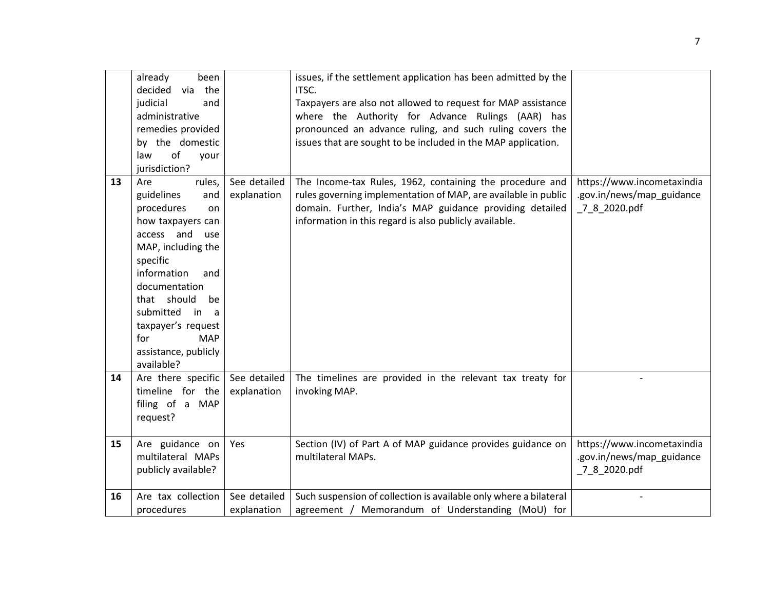| | | | | |
|---|---|---|---|---|
| | already been decided via the judicial and administrative remedies provided by the domestic law of your jurisdiction? | | issues, if the settlement application has been admitted by the ITSC.<br>Taxpayers are also not allowed to request for MAP assistance where the Authority for Advance Rulings (AAR) has pronounced an advance ruling, and such ruling covers the issues that are sought to be included in the MAP application. | |
| **13** | Are rules, guidelines and procedures on how taxpayers can access and use MAP, including the specific information and documentation that should be submitted in a taxpayer's request for MAP assistance, publicly available? | See detailed explanation | The Income-tax Rules, 1962, containing the procedure and rules governing implementation of MAP, are available in public domain. Further, India's MAP guidance providing detailed information in this regard is also publicly available. | https://www.incometaxindia.gov.in/news/map_guidance_7_8_2020.pdf |
| **14** | Are there specific timeline for the filing of a MAP request? | See detailed explanation | The timelines are provided in the relevant tax treaty for invoking MAP. | - |
| **15** | Are guidance on multilateral MAPs publicly available? | Yes | Section (IV) of Part A of MAP guidance provides guidance on multilateral MAPs. | https://www.incometaxindia.gov.in/news/map_guidance_7_8_2020.pdf |
| **16** | Are tax collection procedures | See detailed explanation | Such suspension of collection is available only where a bilateral agreement / Memorandum of Understanding (MoU) for | - |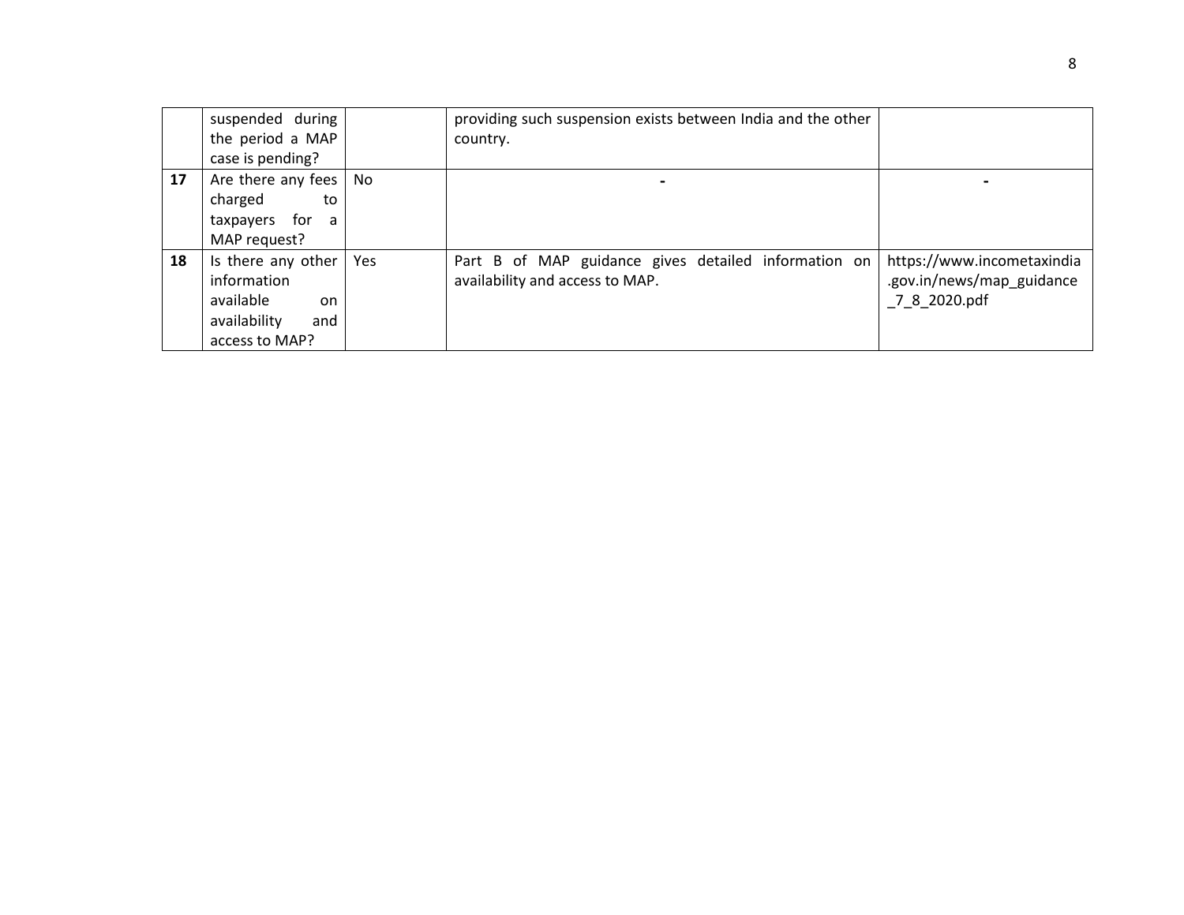| | | | | |
|---|---|---|---|---|
| | suspended during the period a MAP case is pending? | | providing such suspension exists between India and the other country. | |
| **17** | Are there any fees charged to taxpayers for a MAP request? | No | - | - |
| **18** | Is there any other information available on availability and access to MAP? | Yes | Part B of MAP guidance gives detailed information on availability and access to MAP. | https://www.incometaxindia.gov.in/news/map_guidance_7_8_2020.pdf |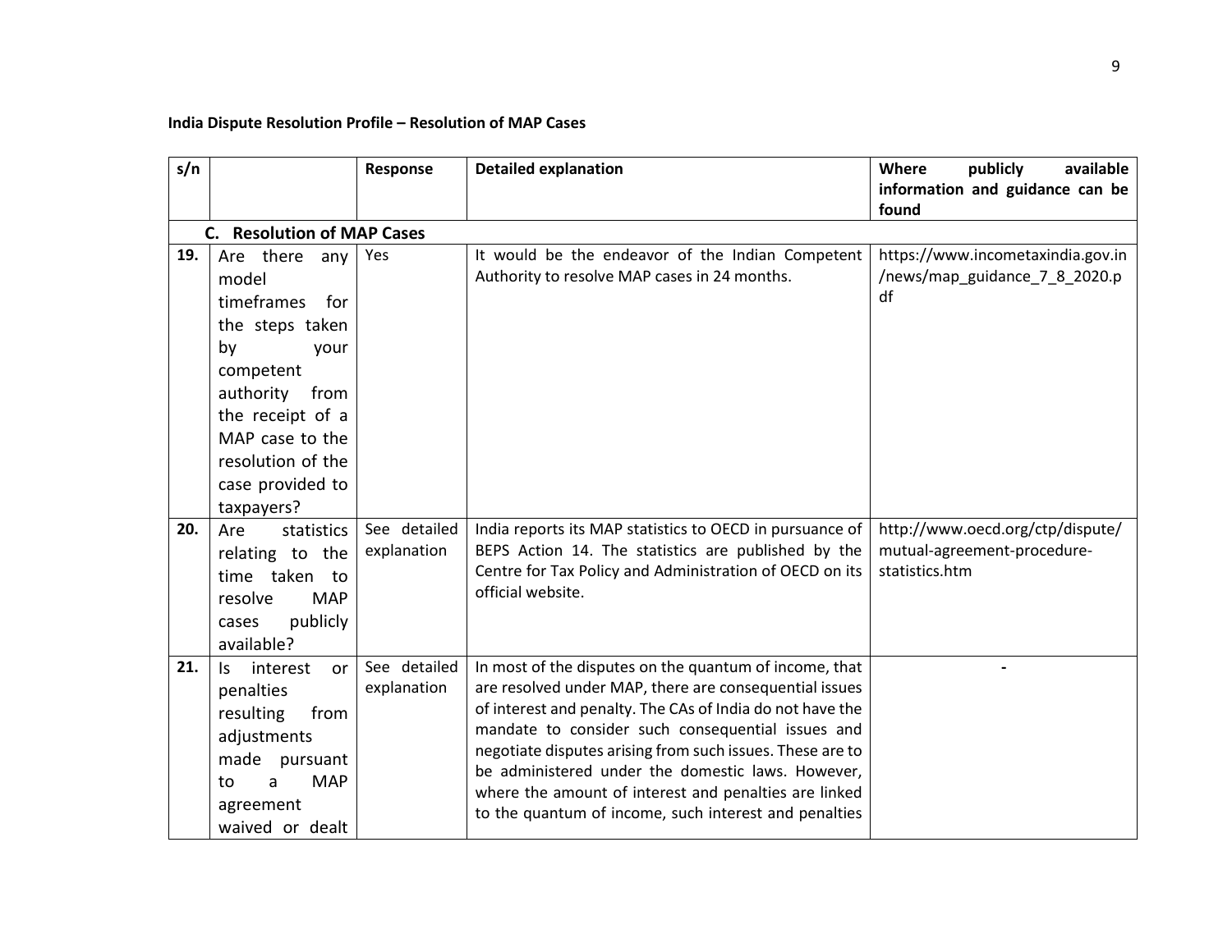**India Dispute Resolution Profile – Resolution of MAP Cases**

| s/n | | Response | Detailed explanation | Where publicly available information and guidance can be found |
|---|---|---|---|---|
| **C. Resolution of MAP Cases** | | | | |
| **19.** | Are there any model timeframes for the steps taken by your competent authority from the receipt of a MAP case to the resolution of the case provided to taxpayers? | Yes | It would be the endeavor of the Indian Competent Authority to resolve MAP cases in 24 months. | https://www.incometaxindia.gov.in/news/map_guidance_7_8_2020.pdf |
| **20.** | Are statistics relating to the time taken to resolve MAP cases publicly available? | See detailed explanation | India reports its MAP statistics to OECD in pursuance of BEPS Action 14. The statistics are published by the Centre for Tax Policy and Administration of OECD on its official website. | http://www.oecd.org/ctp/dispute/mutual-agreement-procedure-statistics.htm |
| **21.** | Is interest or penalties resulting from adjustments made pursuant to a MAP agreement waived or dealt | See detailed explanation | In most of the disputes on the quantum of income, that are resolved under MAP, there are consequential issues of interest and penalty. The CAs of India do not have the mandate to consider such consequential issues and negotiate disputes arising from such issues. These are to be administered under the domestic laws. However, where the amount of interest and penalties are linked to the quantum of income, such interest and penalties | - |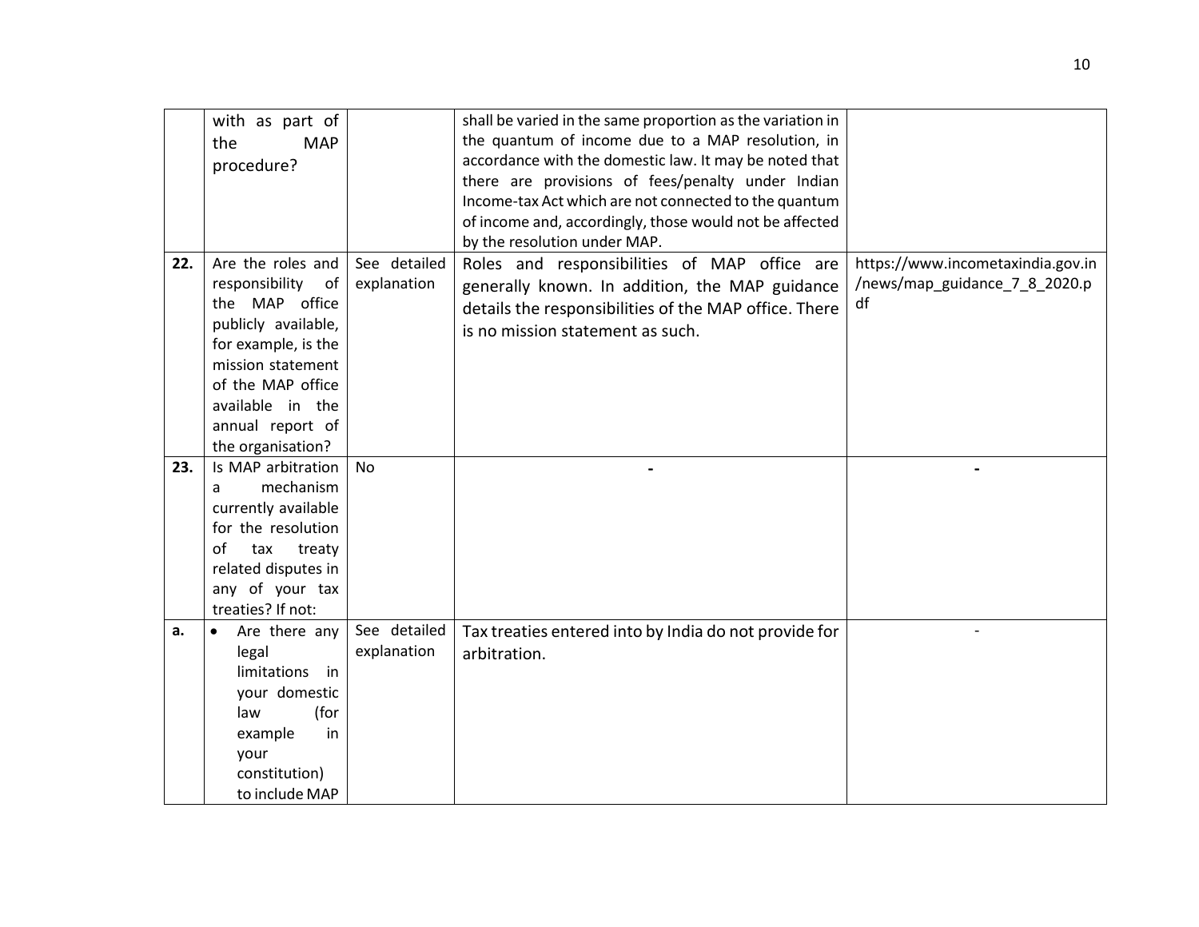| | | | | |
|---|---|---|---|---|
| | with as part of the MAP procedure? | | shall be varied in the same proportion as the variation in the quantum of income due to a MAP resolution, in accordance with the domestic law. It may be noted that there are provisions of fees/penalty under Indian Income-tax Act which are not connected to the quantum of income and, accordingly, those would not be affected by the resolution under MAP. | |
| **22.** | Are the roles and responsibility of the MAP office publicly available, for example, is the mission statement of the MAP office available in the annual report of the organisation? | See detailed explanation | Roles and responsibilities of MAP office are generally known. In addition, the MAP guidance details the responsibilities of the MAP office. There is no mission statement as such. | https://www.incometaxindia.gov.in/news/map_guidance_7_8_2020.pdf |
| **23.** | Is MAP arbitration a mechanism currently available for the resolution of tax treaty related disputes in any of your tax treaties? If not: | No | - | - |
| **a.** | • Are there any legal limitations in your domestic law (for example in your constitution) to include MAP | See detailed explanation | Tax treaties entered into by India do not provide for arbitration. | - |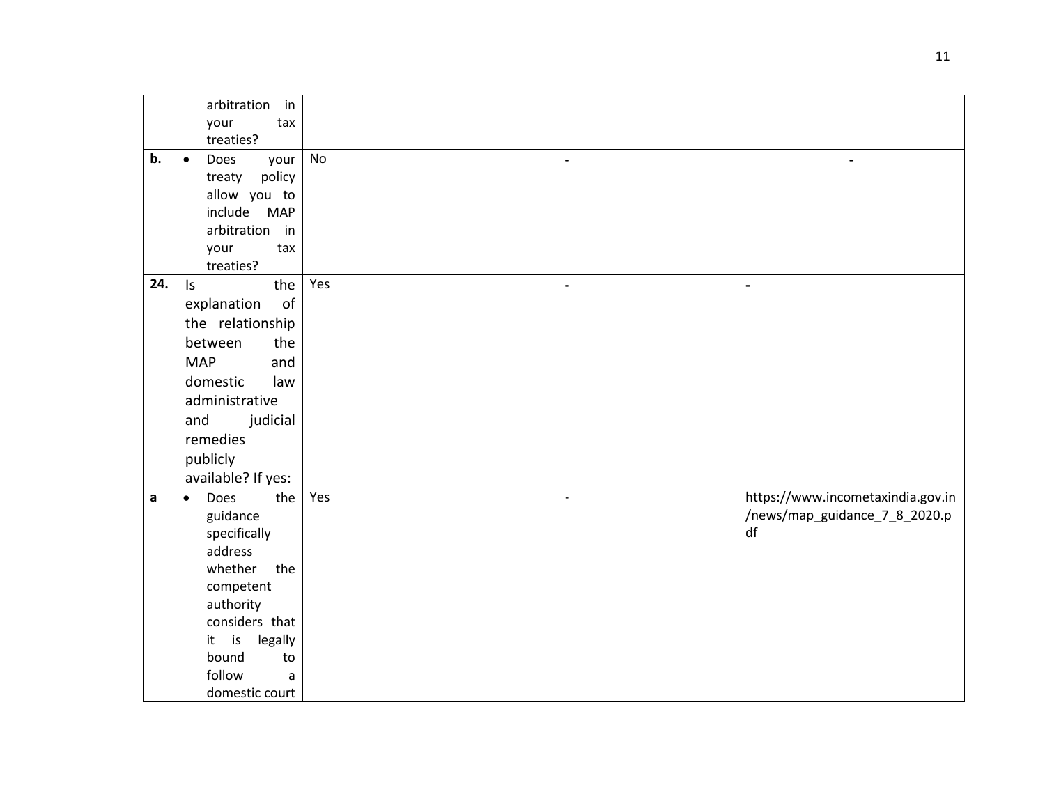| | | | | |
|---|---|---|---|---|
| | arbitration in your tax treaties? | | | |
| **b.** | • Does your treaty policy allow you to include MAP arbitration in your tax treaties? | No | - | - |
| **24.** | Is the explanation of the relationship between the MAP and domestic law administrative and judicial remedies publicly available? If yes: | Yes | - | - |
| **a** | • Does the guidance specifically address whether the competent authority considers that it is legally bound to follow a domestic court | Yes | - | https://www.incometaxindia.gov.in/news/map_guidance_7_8_2020.pdf |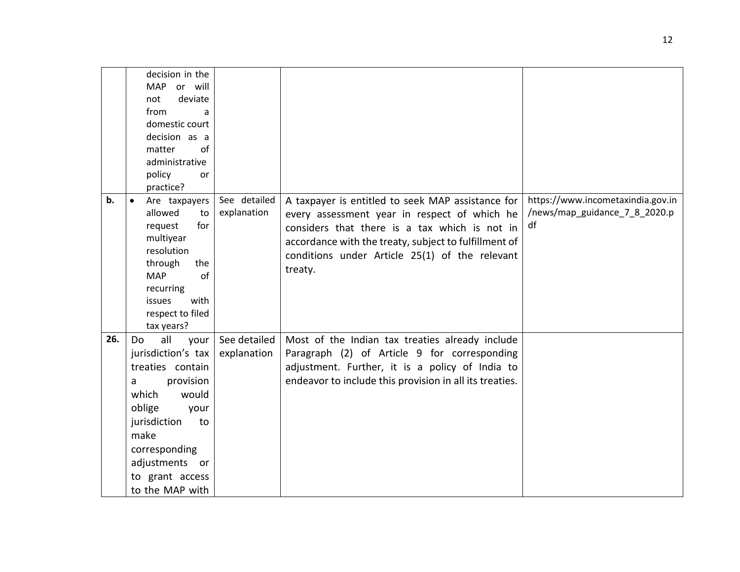| | | | | |
|---|---|---|---|---|
| | decision in the MAP or will not deviate from a domestic court decision as a matter of administrative policy or practice? | | | |
| **b.** | • Are taxpayers allowed to request for multiyear resolution through the MAP of recurring issues with respect to filed tax years? | See detailed explanation | A taxpayer is entitled to seek MAP assistance for every assessment year in respect of which he considers that there is a tax which is not in accordance with the treaty, subject to fulfillment of conditions under Article 25(1) of the relevant treaty. | https://www.incometaxindia.gov.in/news/map_guidance_7_8_2020.pdf |
| **26.** | Do all your jurisdiction's tax treaties contain a provision which would oblige your jurisdiction to make corresponding adjustments or to grant access to the MAP with | See detailed explanation | Most of the Indian tax treaties already include Paragraph (2) of Article 9 for corresponding adjustment. Further, it is a policy of India to endeavor to include this provision in all its treaties. | |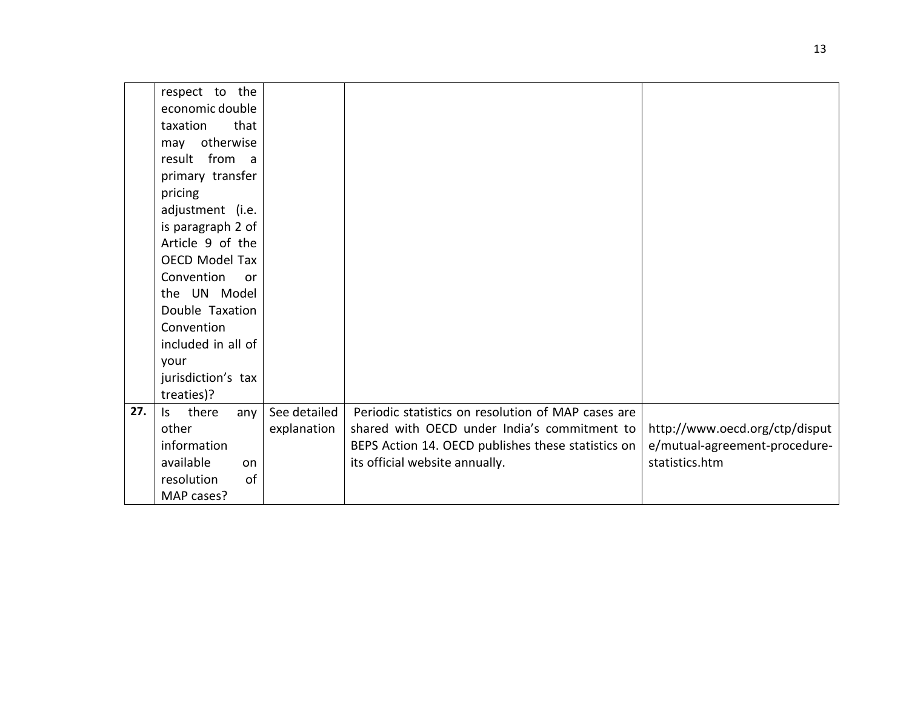| | | | | |
|---|---|---|---|---|
| | respect to the economic double taxation that may otherwise result from a primary transfer pricing adjustment (i.e. is paragraph 2 of Article 9 of the OECD Model Tax Convention or the UN Model Double Taxation Convention included in all of your jurisdiction's tax treaties)? | | | |
| **27.** | Is there any other information available on resolution of MAP cases? | See detailed explanation | Periodic statistics on resolution of MAP cases are shared with OECD under India's commitment to BEPS Action 14. OECD publishes these statistics on its official website annually. | http://www.oecd.org/ctp/dispute/mutual-agreement-procedure-statistics.htm |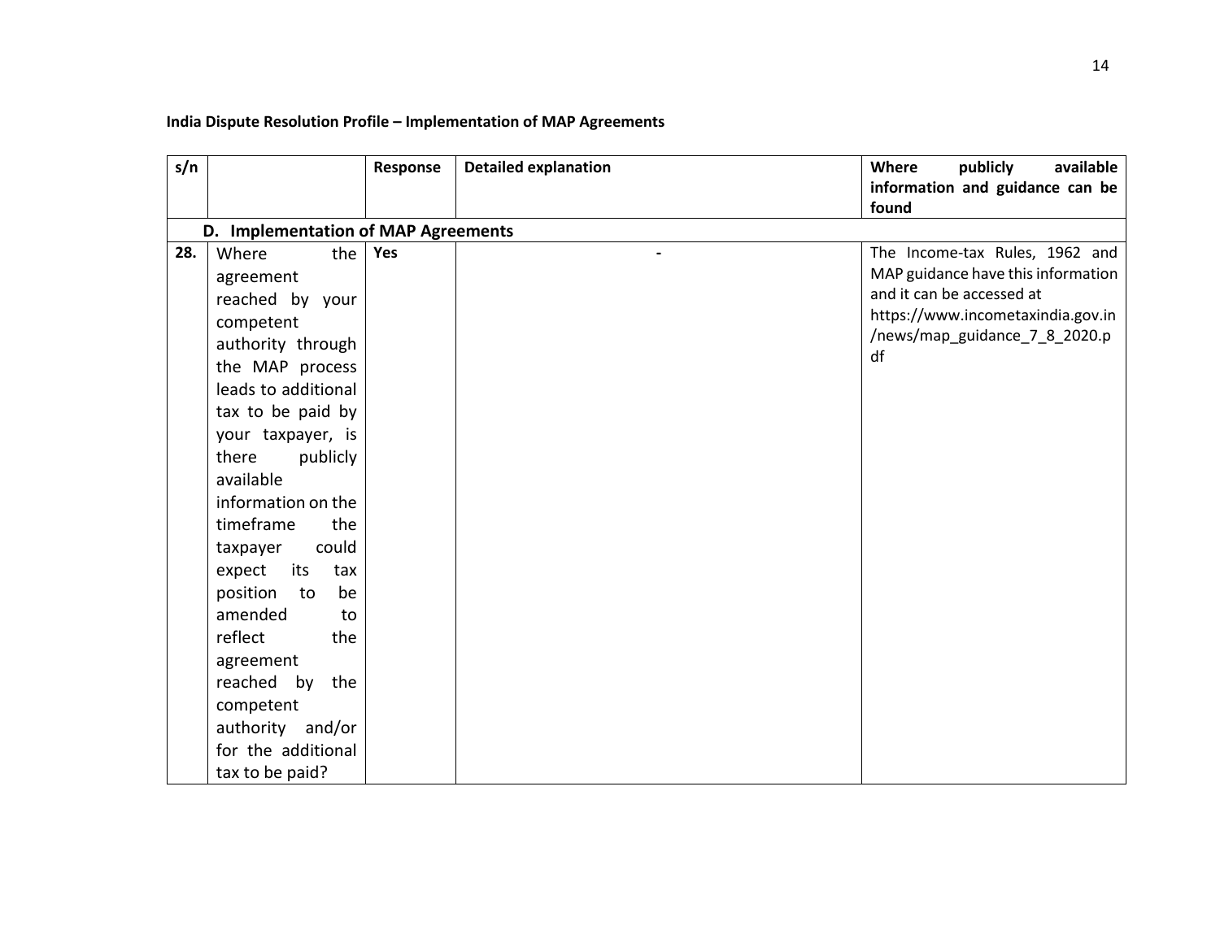**India Dispute Resolution Profile – Implementation of MAP Agreements**

| s/n | | Response | Detailed explanation | Where publicly available information and guidance can be found |
|---|---|---|---|---|
| | **D. Implementation of MAP Agreements** | | | |
| **28.** | Where the agreement reached by your competent authority through the MAP process leads to additional tax to be paid by your taxpayer, is there publicly available information on the timeframe the taxpayer could expect its tax position to be amended to reflect the agreement reached by the competent authority and/or for the additional tax to be paid? | **Yes** | - | The Income-tax Rules, 1962 and MAP guidance have this information and it can be accessed at https://www.incometaxindia.gov.in/news/map_guidance_7_8_2020.pdf |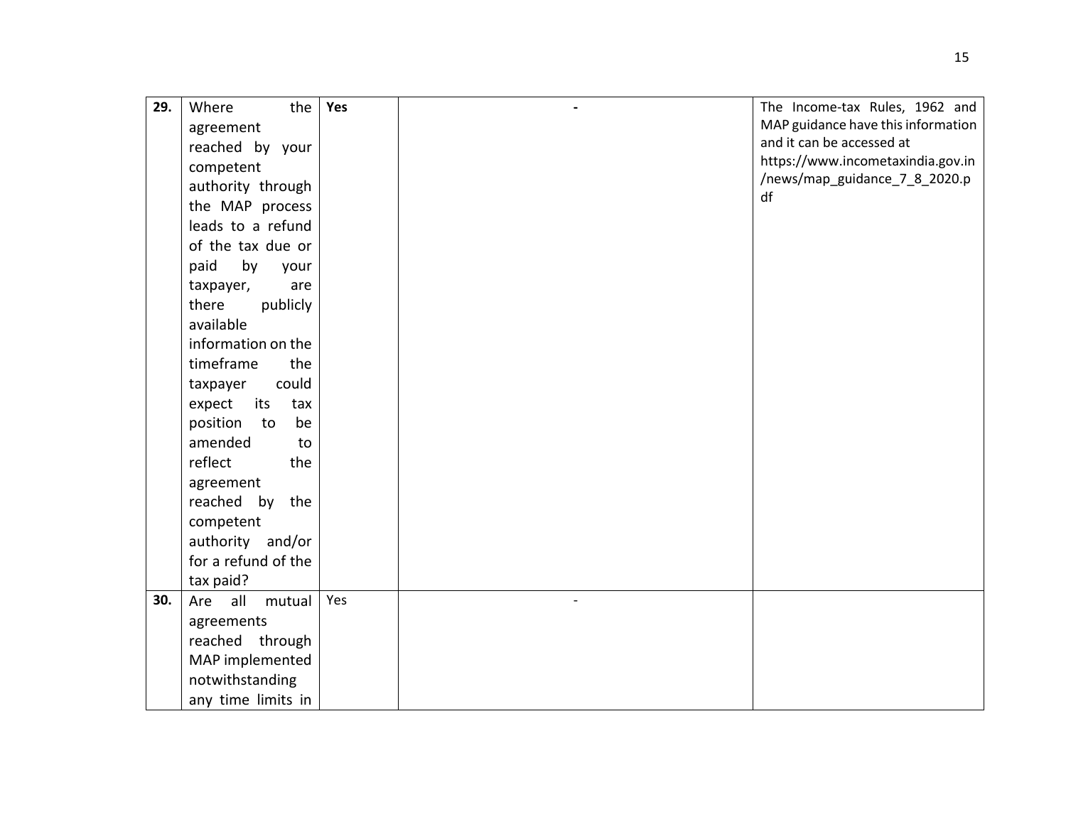| | | | | |
|---|---|---|---|---|
| **29.** | Where the agreement reached by your competent authority through the MAP process leads to a refund of the tax due or paid by your taxpayer, are there publicly available information on the timeframe the taxpayer could expect its tax position to be amended to reflect the agreement reached by the competent authority and/or for a refund of the tax paid? | **Yes** | **-** | The Income-tax Rules, 1962 and MAP guidance have this information and it can be accessed at https://www.incometaxindia.gov.in/news/map_guidance_7_8_2020.pdf |
| **30.** | Are all mutual agreements reached through MAP implemented notwithstanding any time limits in | Yes | - | |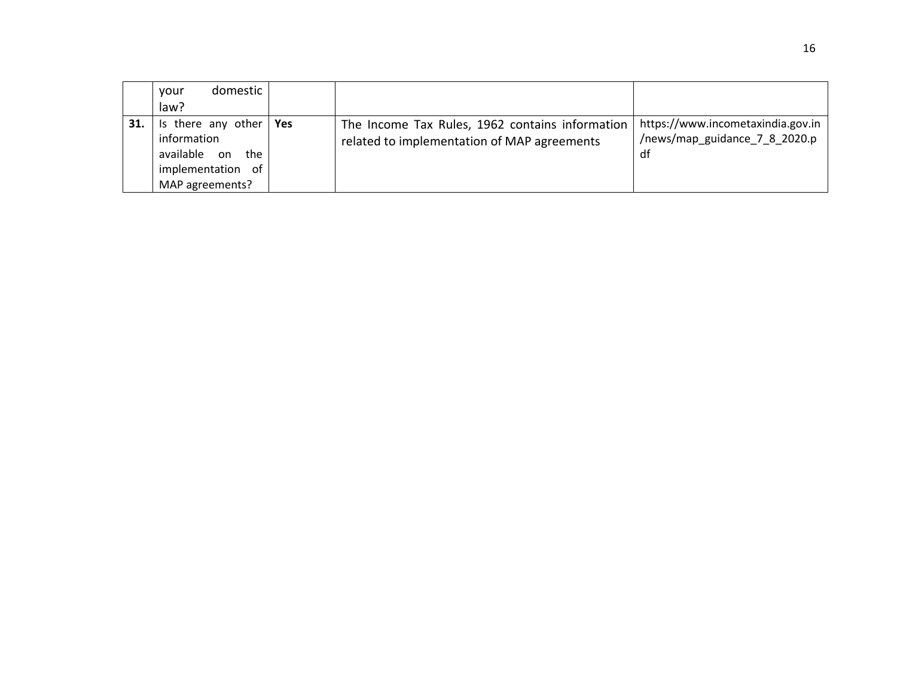| | | | | |
|---|---|---|---|---|
| | your domestic law? | | | |
| **31.** | Is there any other information available on the implementation of MAP agreements? | **Yes** | The Income Tax Rules, 1962 contains information related to implementation of MAP agreements | https://www.incometaxindia.gov.in/news/map_guidance_7_8_2020.pdf |